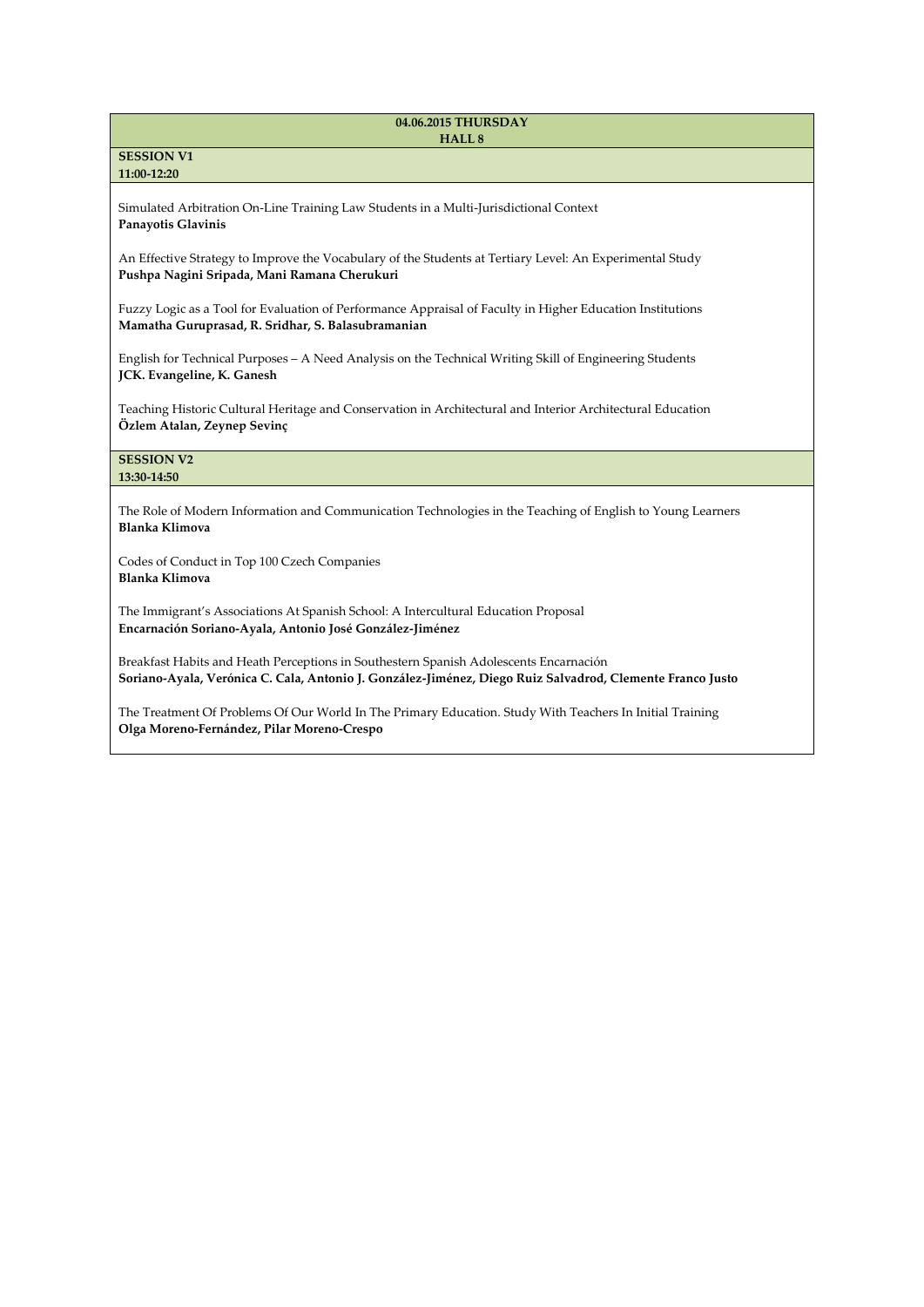## 04.06.2015 THURSDAY
## HALL 8

### SESSION V1
**11:00-12:20**

Simulated Arbitration On-Line Training Law Students in a Multi-Jurisdictional Context
**Panayotis Glavinis**

An Effective Strategy to Improve the Vocabulary of the Students at Tertiary Level: An Experimental Study
**Pushpa Nagini Sripada, Mani Ramana Cherukuri**

Fuzzy Logic as a Tool for Evaluation of Performance Appraisal of Faculty in Higher Education Institutions
**Mamatha Guruprasad, R. Sridhar, S. Balasubramanian**

English for Technical Purposes – A Need Analysis on the Technical Writing Skill of Engineering Students
**JCK. Evangeline, K. Ganesh**

Teaching Historic Cultural Heritage and Conservation in Architectural and Interior Architectural Education
**Özlem Atalan, Zeynep Sevinç**

### SESSION V2
**13:30-14:50**

The Role of Modern Information and Communication Technologies in the Teaching of English to Young Learners
**Blanka Klimova**

Codes of Conduct in Top 100 Czech Companies
**Blanka Klimova**

The Immigrant's Associations At Spanish School: A Intercultural Education Proposal
**Encarnación Soriano-Ayala, Antonio José González-Jiménez**

Breakfast Habits and Heath Perceptions in Southestern Spanish Adolescents Encarnación
**Soriano-Ayala, Verónica C. Cala, Antonio J. González-Jiménez, Diego Ruiz Salvadrod, Clemente Franco Justo**

The Treatment Of Problems Of Our World In The Primary Education. Study With Teachers In Initial Training
**Olga Moreno-Fernández, Pilar Moreno-Crespo**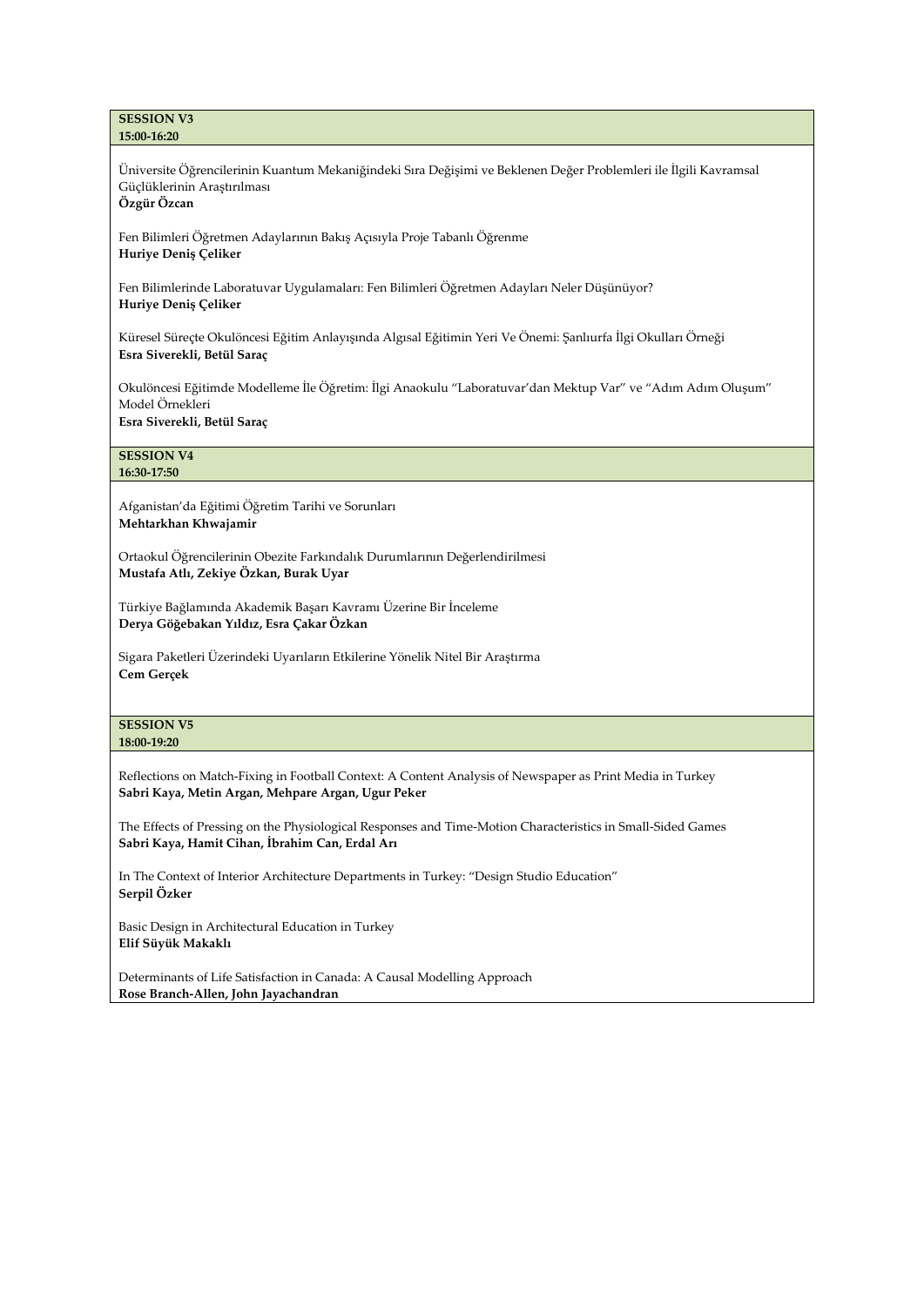## SESSION V3
**15:00-16:20**

Üniversite Öğrencilerinin Kuantum Mekaniğindeki Sıra Değişimi ve Beklenen Değer Problemleri ile İlgili Kavramsal Güçlüklerinin Araştırılması
**Özgür Özcan**

Fen Bilimleri Öğretmen Adaylarının Bakış Açısıyla Proje Tabanlı Öğrenme
**Huriye Deniş Çeliker**

Fen Bilimlerinde Laboratuvar Uygulamaları: Fen Bilimleri Öğretmen Adayları Neler Düşünüyor?
**Huriye Deniş Çeliker**

Küresel Süreçte Okulöncesi Eğitim Anlayışında Algısal Eğitimin Yeri Ve Önemi: Şanlıurfa İlgi Okulları Örneği
**Esra Siverekli, Betül Saraç**

Okulöncesi Eğitimde Modelleme İle Öğretim: İlgi Anaokulu "Laboratuvar'dan Mektup Var" ve "Adım Adım Oluşum" Model Örnekleri
**Esra Siverekli, Betül Saraç**

## SESSION V4
**16:30-17:50**

Afganistan'da Eğitimi Öğretim Tarihi ve Sorunları
**Mehtarkhan Khwajamir**

Ortaokul Öğrencilerinin Obezite Farkındalık Durumlarının Değerlendirilmesi
**Mustafa Atlı, Zekiye Özkan, Burak Uyar**

Türkiye Bağlamında Akademik Başarı Kavramı Üzerine Bir İnceleme
**Derya Göğebakan Yıldız, Esra Çakar Özkan**

Sigara Paketleri Üzerindeki Uyarıların Etkilerine Yönelik Nitel Bir Araştırma
**Cem Gerçek**

## SESSION V5
**18:00-19:20**

Reflections on Match-Fixing in Football Context: A Content Analysis of Newspaper as Print Media in Turkey
**Sabri Kaya, Metin Argan, Mehpare Argan, Ugur Peker**

The Effects of Pressing on the Physiological Responses and Time-Motion Characteristics in Small-Sided Games
**Sabri Kaya, Hamit Cihan, İbrahim Can, Erdal Arı**

In The Context of Interior Architecture Departments in Turkey: "Design Studio Education"
**Serpil Özker**

Basic Design in Architectural Education in Turkey
**Elif Süyük Makaklı**

Determinants of Life Satisfaction in Canada: A Causal Modelling Approach
**Rose Branch-Allen, John Jayachandran**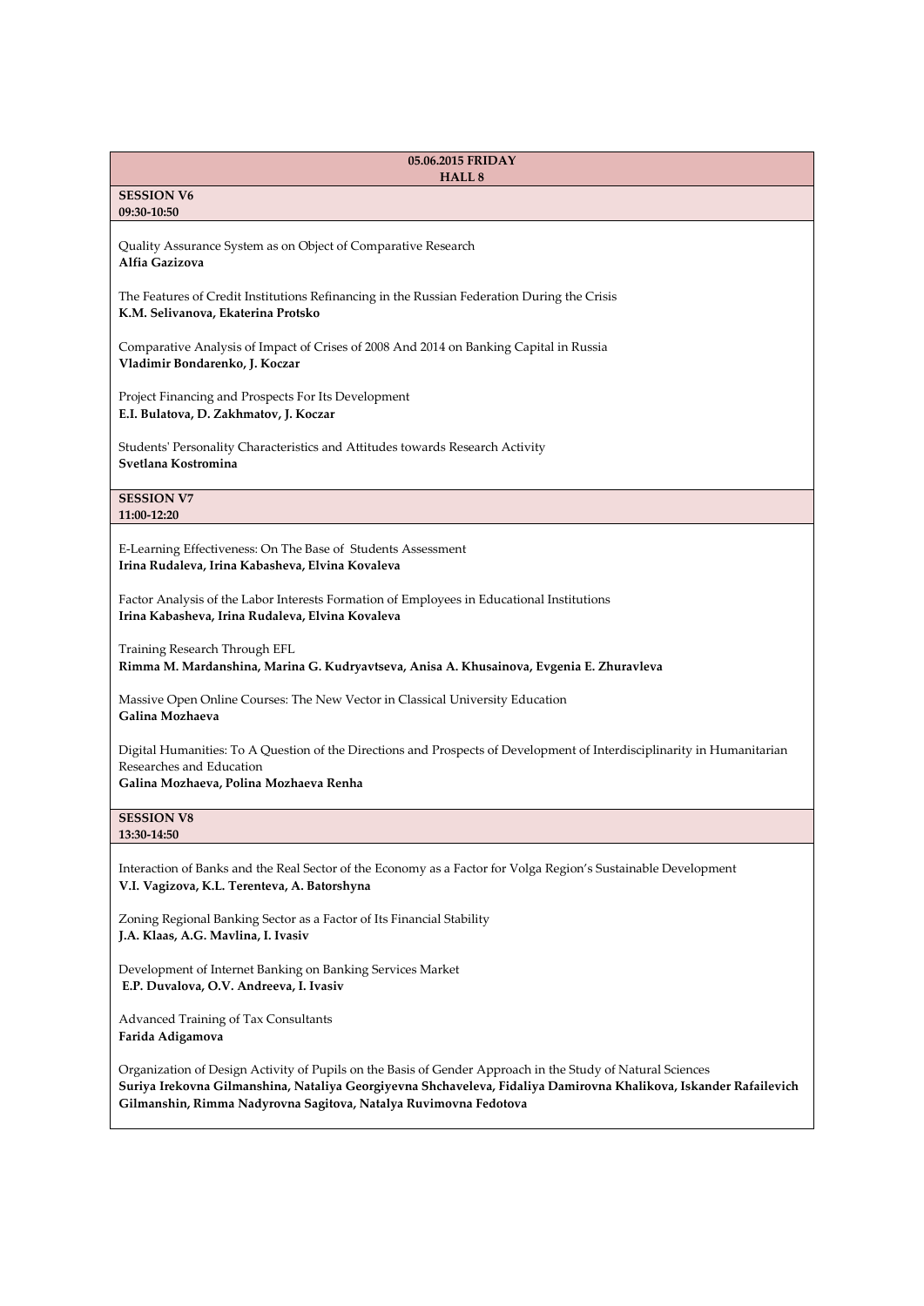**05.06.2015 FRIDAY**
**HALL 8**

**SESSION V6**
**09:30-10:50**

Quality Assurance System as on Object of Comparative Research
**Alfia Gazizova**

The Features of Credit Institutions Refinancing in the Russian Federation During the Crisis
**K.M. Selivanova, Ekaterina Protsko**

Comparative Analysis of Impact of Crises of 2008 And 2014 on Banking Capital in Russia
**Vladimir Bondarenko, J. Koczar**

Project Financing and Prospects For Its Development
**E.I. Bulatova, D. Zakhmatov, J. Koczar**

Students' Personality Characteristics and Attitudes towards Research Activity
**Svetlana Kostromina**

**SESSION V7**
**11:00-12:20**

E-Learning Effectiveness: On The Base of Students Assessment
**Irina Rudaleva, Irina Kabasheva, Elvina Kovaleva**

Factor Analysis of the Labor Interests Formation of Employees in Educational Institutions
**Irina Kabasheva, Irina Rudaleva, Elvina Kovaleva**

Training Research Through EFL
**Rimma M. Mardanshina, Marina G. Kudryavtseva, Anisa A. Khusainova, Evgenia E. Zhuravleva**

Massive Open Online Courses: The New Vector in Classical University Education
**Galina Mozhaeva**

Digital Humanities: To A Question of the Directions and Prospects of Development of Interdisciplinarity in Humanitarian Researches and Education
**Galina Mozhaeva, Polina Mozhaeva Renha**

**SESSION V8**
**13:30-14:50**

Interaction of Banks and the Real Sector of the Economy as a Factor for Volga Region's Sustainable Development
**V.I. Vagizova, K.L. Terenteva, A. Batorshyna**

Zoning Regional Banking Sector as a Factor of Its Financial Stability
**J.A. Klaas, A.G. Mavlina, I. Ivasiv**

Development of Internet Banking on Banking Services Market
**E.P. Duvalova, O.V. Andreeva, I. Ivasiv**

Advanced Training of Tax Consultants
**Farida Adigamova**

Organization of Design Activity of Pupils on the Basis of Gender Approach in the Study of Natural Sciences
**Suriya Irekovna Gilmanshina, Nataliya Georgiyevna Shchaveleva, Fidaliya Damirovna Khalikova, Iskander Rafailevich Gilmanshin, Rimma Nadyrovna Sagitova, Natalya Ruvimovna Fedotova**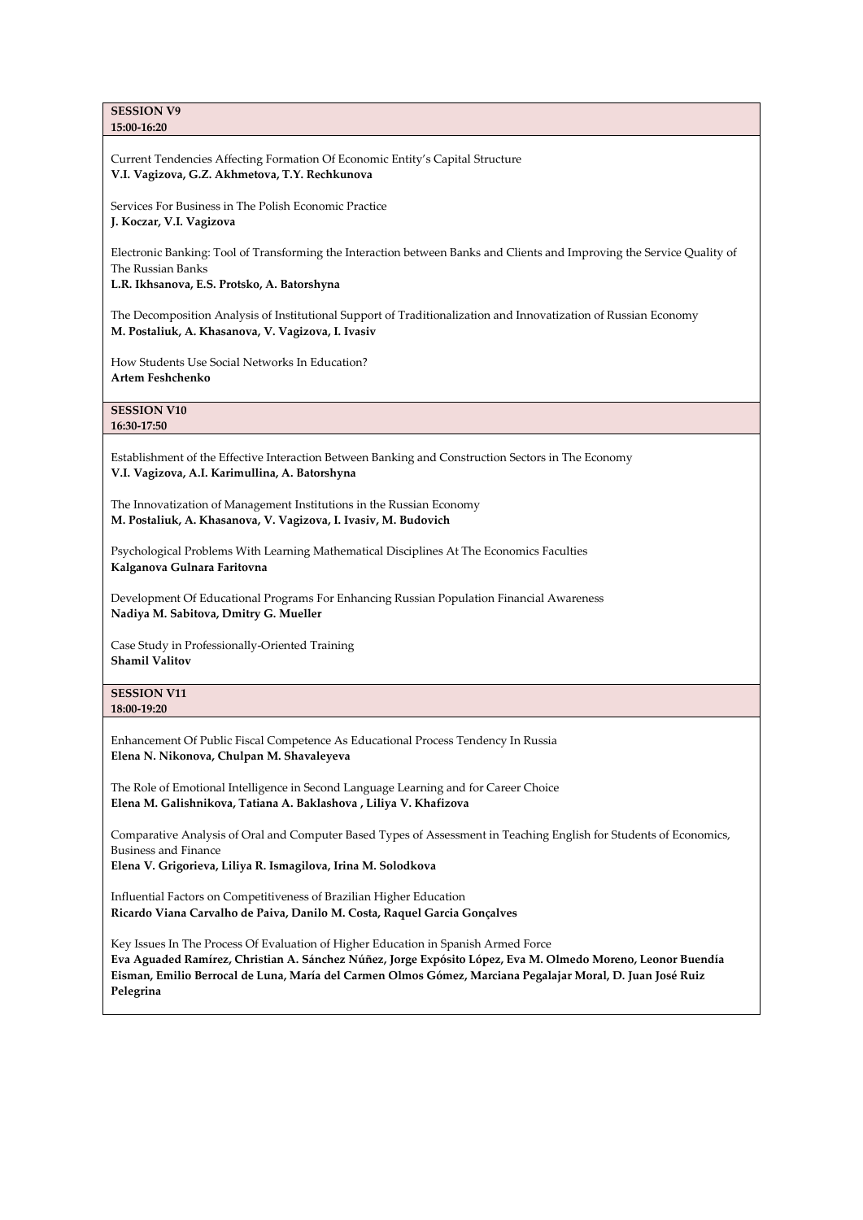**SESSION V9**
**15:00-16:20**

Current Tendencies Affecting Formation Of Economic Entity's Capital Structure
**V.I. Vagizova, G.Z. Akhmetova, T.Y. Rechkunova**

Services For Business in The Polish Economic Practice
**J. Koczar, V.I. Vagizova**

Electronic Banking: Tool of Transforming the Interaction between Banks and Clients and Improving the Service Quality of The Russian Banks
**L.R. Ikhsanova, E.S. Protsko, A. Batorshyna**

The Decomposition Analysis of Institutional Support of Traditionalization and Innovatization of Russian Economy
**M. Postaliuk, A. Khasanova, V. Vagizova, I. Ivasiv**

How Students Use Social Networks In Education?
**Artem Feshchenko**

**SESSION V10**
**16:30-17:50**

Establishment of the Effective Interaction Between Banking and Construction Sectors in The Economy
**V.I. Vagizova, A.I. Karimullina, A. Batorshyna**

The Innovatization of Management Institutions in the Russian Economy
**M. Postaliuk, A. Khasanova, V. Vagizova, I. Ivasiv, M. Budovich**

Psychological Problems With Learning Mathematical Disciplines At The Economics Faculties
**Kalganova Gulnara Faritovna**

Development Of Educational Programs For Enhancing Russian Population Financial Awareness
**Nadiya M. Sabitova, Dmitry G. Mueller**

Case Study in Professionally-Oriented Training
**Shamil Valitov**

**SESSION V11**
**18:00-19:20**

Enhancement Of Public Fiscal Competence As Educational Process Tendency In Russia
**Elena N. Nikonova, Chulpan M. Shavaleyeva**

The Role of Emotional Intelligence in Second Language Learning and for Career Choice
**Elena M. Galishnikova, Tatiana A. Baklashova , Liliya V. Khafizova**

Comparative Analysis of Oral and Computer Based Types of Assessment in Teaching English for Students of Economics, Business and Finance
**Elena V. Grigorieva, Liliya R. Ismagilova, Irina M. Solodkova**

Influential Factors on Competitiveness of Brazilian Higher Education
**Ricardo Viana Carvalho de Paiva, Danilo M. Costa, Raquel Garcia Gonçalves**

Key Issues In The Process Of Evaluation of Higher Education in Spanish Armed Force
**Eva Aguaded Ramírez, Christian A. Sánchez Núñez, Jorge Expósito López, Eva M. Olmedo Moreno, Leonor Buendía Eisman, Emilio Berrocal de Luna, María del Carmen Olmos Gómez, Marciana Pegalajar Moral, D. Juan José Ruiz Pelegrina**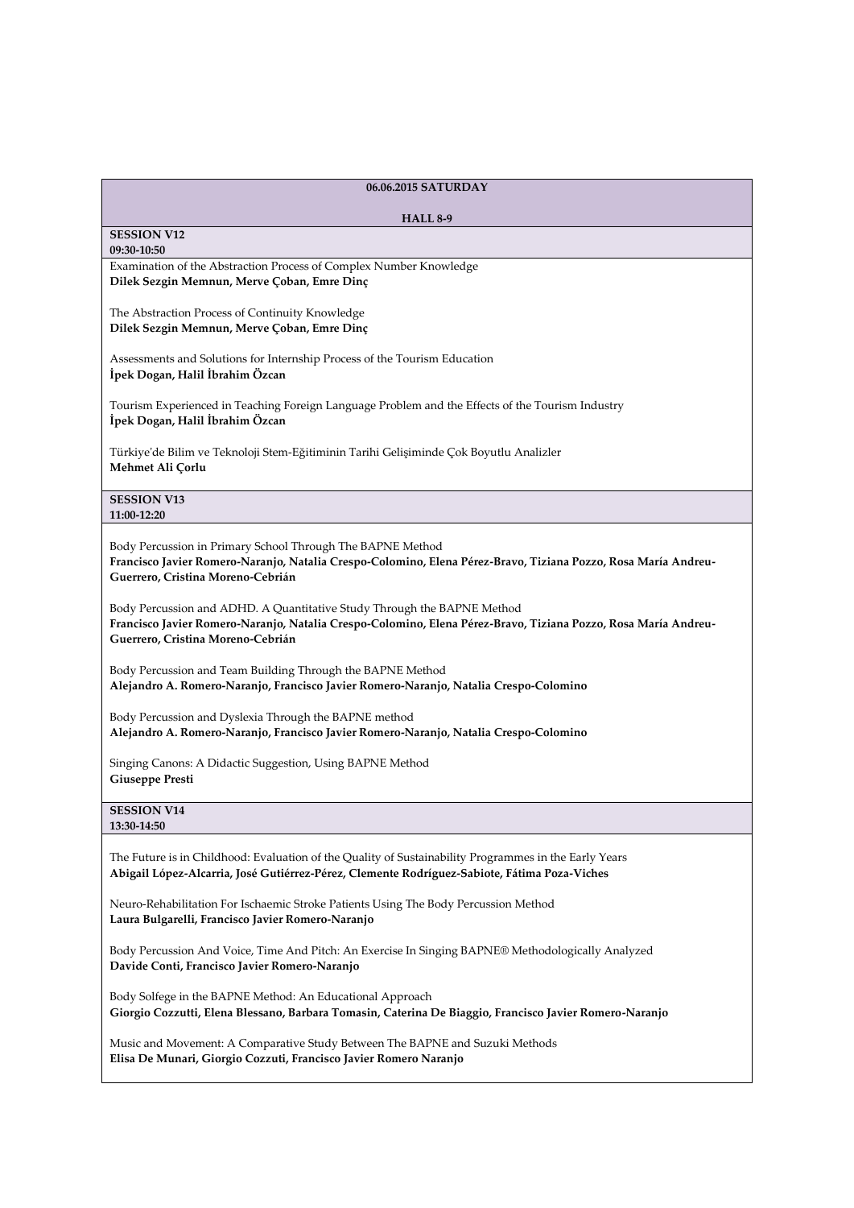**06.06.2015 SATURDAY**

**HALL 8-9**

**SESSION V12**
**09:30-10:50**

Examination of the Abstraction Process of Complex Number Knowledge
**Dilek Sezgin Memnun, Merve Çoban, Emre Dinç**

The Abstraction Process of Continuity Knowledge
**Dilek Sezgin Memnun, Merve Çoban, Emre Dinç**

Assessments and Solutions for Internship Process of the Tourism Education
**İpek Dogan, Halil İbrahim Özcan**

Tourism Experienced in Teaching Foreign Language Problem and the Effects of the Tourism Industry
**İpek Dogan, Halil İbrahim Özcan**

Türkiye'de Bilim ve Teknoloji Stem-Eğitiminin Tarihi Gelişiminde Çok Boyutlu Analizler
**Mehmet Ali Çorlu**

**SESSION V13**
**11:00-12:20**

Body Percussion in Primary School Through The BAPNE Method
**Francisco Javier Romero-Naranjo, Natalia Crespo-Colomino, Elena Pérez-Bravo, Tiziana Pozzo, Rosa María Andreu-Guerrero, Cristina Moreno-Cebrián**

Body Percussion and ADHD. A Quantitative Study Through the BAPNE Method
**Francisco Javier Romero-Naranjo, Natalia Crespo-Colomino, Elena Pérez-Bravo, Tiziana Pozzo, Rosa María Andreu-Guerrero, Cristina Moreno-Cebrián**

Body Percussion and Team Building Through the BAPNE Method
**Alejandro A. Romero-Naranjo, Francisco Javier Romero-Naranjo, Natalia Crespo-Colomino**

Body Percussion and Dyslexia Through the BAPNE method
**Alejandro A. Romero-Naranjo, Francisco Javier Romero-Naranjo, Natalia Crespo-Colomino**

Singing Canons: A Didactic Suggestion, Using BAPNE Method
**Giuseppe Presti**

**SESSION V14**
**13:30-14:50**

The Future is in Childhood: Evaluation of the Quality of Sustainability Programmes in the Early Years
**Abigail López-Alcarria, José Gutiérrez-Pérez, Clemente Rodríguez-Sabiote, Fátima Poza-Viches**

Neuro-Rehabilitation For Ischaemic Stroke Patients Using The Body Percussion Method
**Laura Bulgarelli, Francisco Javier Romero-Naranjo**

Body Percussion And Voice, Time And Pitch: An Exercise In Singing BAPNE® Methodologically Analyzed
**Davide Conti, Francisco Javier Romero-Naranjo**

Body Solfege in the BAPNE Method: An Educational Approach
**Giorgio Cozzutti, Elena Blessano, Barbara Tomasin, Caterina De Biaggio, Francisco Javier Romero-Naranjo**

Music and Movement: A Comparative Study Between The BAPNE and Suzuki Methods
**Elisa De Munari, Giorgio Cozzuti, Francisco Javier Romero Naranjo**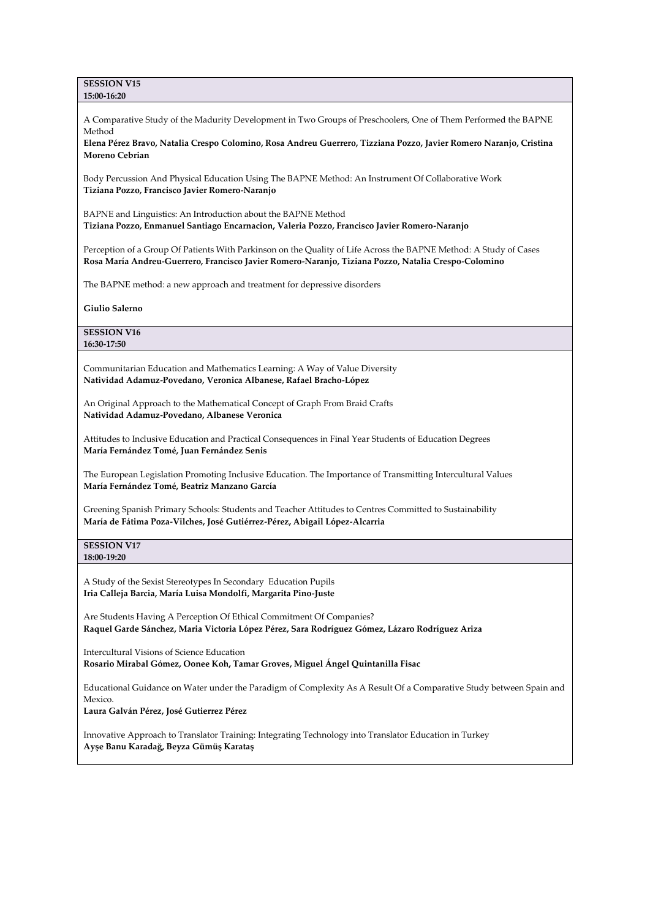**SESSION V15**
**15:00-16:20**

A Comparative Study of the Madurity Development in Two Groups of Preschoolers, One of Them Performed the BAPNE Method
**Elena Pérez Bravo, Natalia Crespo Colomino, Rosa Andreu Guerrero, Tizziana Pozzo, Javier Romero Naranjo, Cristina Moreno Cebrian**

Body Percussion And Physical Education Using The BAPNE Method: An Instrument Of Collaborative Work
**Tiziana Pozzo, Francisco Javier Romero-Naranjo**

BAPNE and Linguistics: An Introduction about the BAPNE Method
**Tiziana Pozzo, Enmanuel Santiago Encarnacion, Valeria Pozzo, Francisco Javier Romero-Naranjo**

Perception of a Group Of Patients With Parkinson on the Quality of Life Across the BAPNE Method: A Study of Cases
**Rosa María Andreu-Guerrero, Francisco Javier Romero-Naranjo, Tiziana Pozzo, Natalia Crespo-Colomino**

The BAPNE method: a new approach and treatment for depressive disorders

**Giulio Salerno**

**SESSION V16**
**16:30-17:50**

Communitarian Education and Mathematics Learning: A Way of Value Diversity
**Natividad Adamuz-Povedano, Veronica Albanese, Rafael Bracho-López**

An Original Approach to the Mathematical Concept of Graph From Braid Crafts
**Natividad Adamuz-Povedano, Albanese Veronica**

Attitudes to Inclusive Education and Practical Consequences in Final Year Students of Education Degrees
**María Fernández Tomé, Juan Fernández Senis**

The European Legislation Promoting Inclusive Education. The Importance of Transmitting Intercultural Values
**María Fernández Tomé, Beatriz Manzano García**

Greening Spanish Primary Schools: Students and Teacher Attitudes to Centres Committed to Sustainability
**María de Fátima Poza-Vilches, José Gutiérrez-Pérez, Abigail López-Alcarria**

**SESSION V17**
**18:00-19:20**

A Study of the Sexist Stereotypes In Secondary Education Pupils
**Iria Calleja Barcia, María Luisa Mondolfi, Margarita Pino-Juste**

Are Students Having A Perception Of Ethical Commitment Of Companies?
**Raquel Garde Sánchez, Maria Victoria López Pérez, Sara Rodríguez Gómez, Lázaro Rodríguez Ariza**

Intercultural Visions of Science Education
**Rosario Mirabal Gómez, Oonee Koh, Tamar Groves, Miguel Ángel Quintanilla Fisac**

Educational Guidance on Water under the Paradigm of Complexity As A Result Of a Comparative Study between Spain and Mexico.
**Laura Galván Pérez, José Gutierrez Pérez**

Innovative Approach to Translator Training: Integrating Technology into Translator Education in Turkey
**Ayşe Banu Karadağ, Beyza Gümüş Karataş**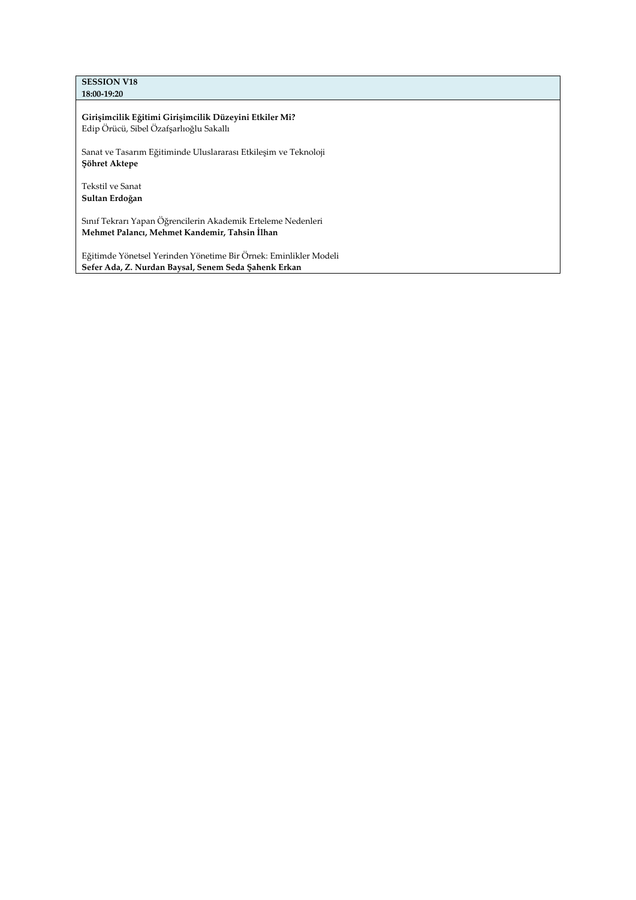**SESSION V18**
**18:00-19:20**

**Girişimcilik Eğitimi Girişimcilik Düzeyini Etkiler Mi?**
Edip Örücü, Sibel Özafşarlıoğlu Sakallı

Sanat ve Tasarım Eğitiminde Uluslararası Etkileşim ve Teknoloji
**Şöhret Aktepe**

Tekstil ve Sanat
**Sultan Erdoğan**

Sınıf Tekrarı Yapan Öğrencilerin Akademik Erteleme Nedenleri
**Mehmet Palancı, Mehmet Kandemir, Tahsin İlhan**

Eğitimde Yönetsel Yerinden Yönetime Bir Örnek: Eminlikler Modeli
**Sefer Ada, Z. Nurdan Baysal, Senem Seda Şahenk Erkan**